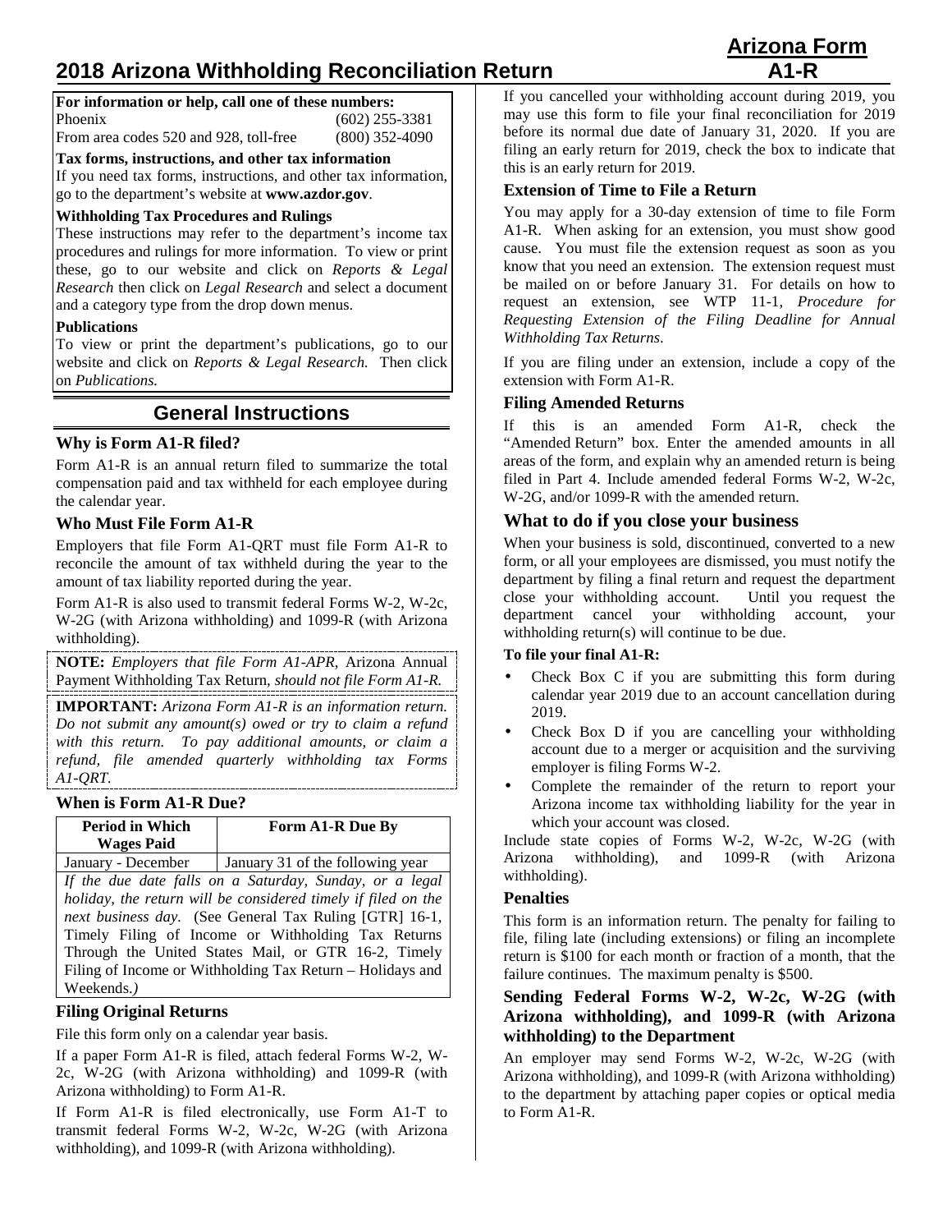# 2018 Arizona Withholding Reconciliation Return

**Arizona Form A1-R**

**For information or help, call one of these numbers:**

| | |
|---|---|
| Phoenix | (602) 255-3381 |
| From area codes 520 and 928, toll-free | (800) 352-4090 |

**Tax forms, instructions, and other tax information**

If you need tax forms, instructions, and other tax information, go to the department's website at **www.azdor.gov**.

**Withholding Tax Procedures and Rulings**

These instructions may refer to the department's income tax procedures and rulings for more information. To view or print these, go to our website and click on *Reports & Legal Research* then click on *Legal Research* and select a document and a category type from the drop down menus.

**Publications**

To view or print the department's publications, go to our website and click on *Reports & Legal Research.* Then click on *Publications.*

## General Instructions

### Why is Form A1-R filed?

Form A1-R is an annual return filed to summarize the total compensation paid and tax withheld for each employee during the calendar year.

### Who Must File Form A1-R

Employers that file Form A1-QRT must file Form A1-R to reconcile the amount of tax withheld during the year to the amount of tax liability reported during the year.

Form A1-R is also used to transmit federal Forms W-2, W-2c, W-2G (with Arizona withholding) and 1099-R (with Arizona withholding).

**NOTE:** *Employers that file Form A1-APR,* Arizona Annual Payment Withholding Tax Return*, should not file Form A1-R.*

**IMPORTANT:** *Arizona Form A1-R is an information return. Do not submit any amount(s) owed or try to claim a refund with this return. To pay additional amounts, or claim a refund, file amended quarterly withholding tax Forms A1-QRT.*

### When is Form A1-R Due?

| Period in Which Wages Paid | Form A1-R Due By |
|---|---|
| January - December | January 31 of the following year |

*If the due date falls on a Saturday, Sunday, or a legal holiday, the return will be considered timely if filed on the next business day.* (See General Tax Ruling [GTR] 16-1, Timely Filing of Income or Withholding Tax Returns Through the United States Mail, or GTR 16-2, Timely Filing of Income or Withholding Tax Return – Holidays and Weekends.*)*

### Filing Original Returns

File this form only on a calendar year basis.

If a paper Form A1-R is filed, attach federal Forms W-2, W-2c, W-2G (with Arizona withholding) and 1099-R (with Arizona withholding) to Form A1-R.

If Form A1-R is filed electronically, use Form A1-T to transmit federal Forms W-2, W-2c, W-2G (with Arizona withholding), and 1099-R (with Arizona withholding).

If you cancelled your withholding account during 2019, you may use this form to file your final reconciliation for 2019 before its normal due date of January 31, 2020. If you are filing an early return for 2019, check the box to indicate that this is an early return for 2019.

### Extension of Time to File a Return

You may apply for a 30-day extension of time to file Form A1-R. When asking for an extension, you must show good cause. You must file the extension request as soon as you know that you need an extension. The extension request must be mailed on or before January 31. For details on how to request an extension, see WTP 11-1, *Procedure for Requesting Extension of the Filing Deadline for Annual Withholding Tax Returns*.

If you are filing under an extension, include a copy of the extension with Form A1-R.

### Filing Amended Returns

If this is an amended Form A1-R, check the "Amended Return" box. Enter the amended amounts in all areas of the form, and explain why an amended return is being filed in Part 4. Include amended federal Forms W-2, W-2c, W-2G, and/or 1099-R with the amended return.

### What to do if you close your business

When your business is sold, discontinued, converted to a new form, or all your employees are dismissed, you must notify the department by filing a final return and request the department close your withholding account. Until you request the department cancel your withholding account, your withholding return(s) will continue to be due.

**To file your final A1-R:**

- Check Box C if you are submitting this form during calendar year 2019 due to an account cancellation during 2019.
- Check Box D if you are cancelling your withholding account due to a merger or acquisition and the surviving employer is filing Forms W-2.
- Complete the remainder of the return to report your Arizona income tax withholding liability for the year in which your account was closed.

Include state copies of Forms W-2, W-2c, W-2G (with Arizona withholding), and 1099-R (with Arizona withholding).

### Penalties

This form is an information return. The penalty for failing to file, filing late (including extensions) or filing an incomplete return is $100 for each month or fraction of a month, that the failure continues. The maximum penalty is $500.

### Sending Federal Forms W-2, W-2c, W-2G (with Arizona withholding), and 1099-R (with Arizona withholding) to the Department

An employer may send Forms W-2, W-2c, W-2G (with Arizona withholding), and 1099-R (with Arizona withholding) to the department by attaching paper copies or optical media to Form A1-R.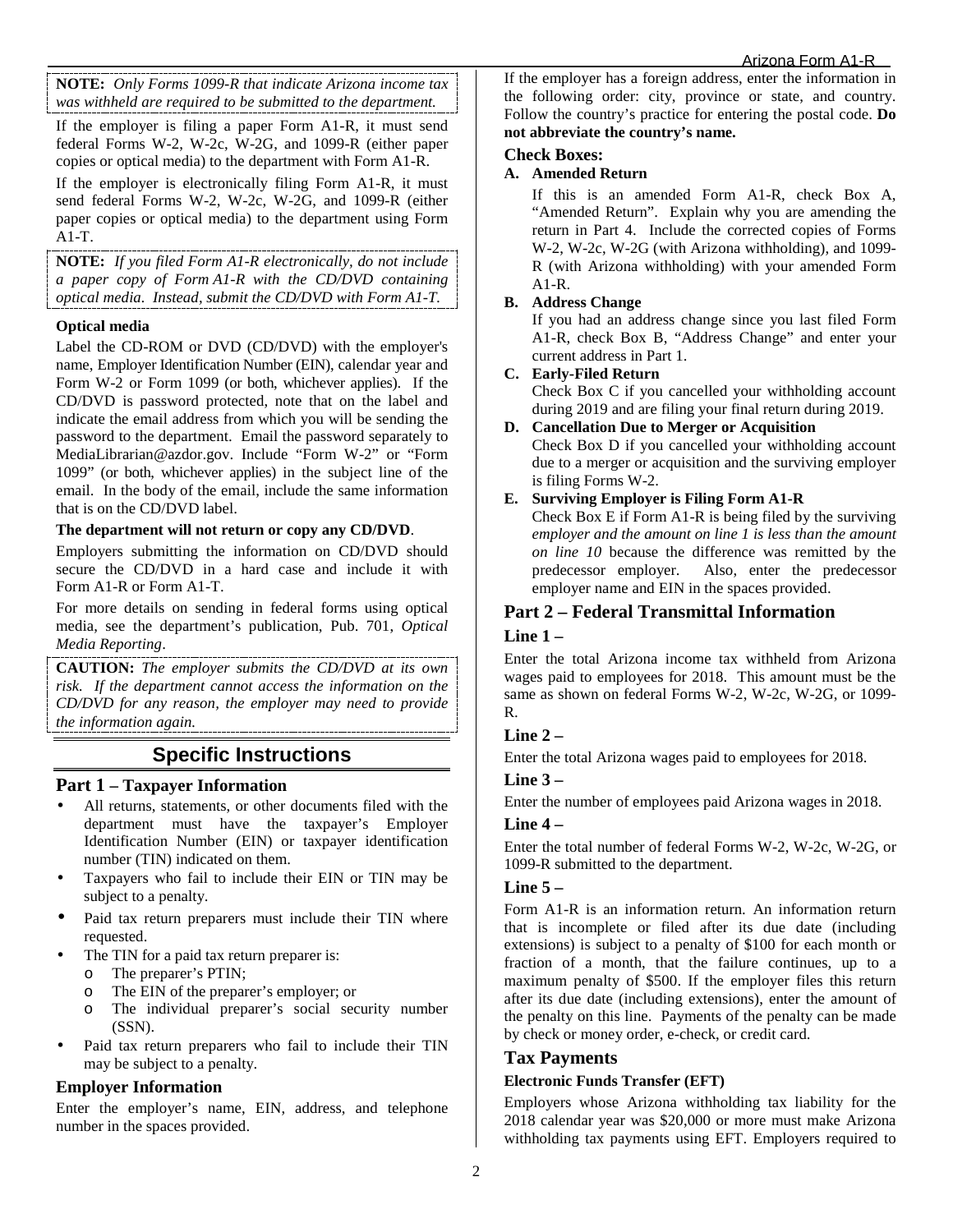**NOTE:** *Only Forms 1099-R that indicate Arizona income tax was withheld are required to be submitted to the department.*

If the employer is filing a paper Form A1-R, it must send federal Forms W-2, W-2c, W-2G, and 1099-R (either paper copies or optical media) to the department with Form A1-R.

If the employer is electronically filing Form A1-R, it must send federal Forms W-2, W-2c, W-2G, and 1099-R (either paper copies or optical media) to the department using Form A1-T.

**NOTE:** *If you filed Form A1-R electronically, do not include a paper copy of Form A1-R with the CD/DVD containing optical media. Instead, submit the CD/DVD with Form A1-T.*

**Optical media**

Label the CD-ROM or DVD (CD/DVD) with the employer's name, Employer Identification Number (EIN), calendar year and Form W-2 or Form 1099 (or both, whichever applies). If the CD/DVD is password protected, note that on the label and indicate the email address from which you will be sending the password to the department. Email the password separately to MediaLibrarian@azdor.gov. Include "Form W-2" or "Form 1099" (or both, whichever applies) in the subject line of the email. In the body of the email, include the same information that is on the CD/DVD label.

**The department will not return or copy any CD/DVD**.

Employers submitting the information on CD/DVD should secure the CD/DVD in a hard case and include it with Form A1-R or Form A1-T.

For more details on sending in federal forms using optical media, see the department's publication, Pub. 701, *Optical Media Reporting*.

**CAUTION:** *The employer submits the CD/DVD at its own risk. If the department cannot access the information on the CD/DVD for any reason, the employer may need to provide the information again.*

# Specific Instructions

## Part 1 – Taxpayer Information

- All returns, statements, or other documents filed with the department must have the taxpayer's Employer Identification Number (EIN) or taxpayer identification number (TIN) indicated on them.
- Taxpayers who fail to include their EIN or TIN may be subject to a penalty.
- Paid tax return preparers must include their TIN where requested.
- The TIN for a paid tax return preparer is:
  - The preparer's PTIN;
  - The EIN of the preparer's employer; or
  - The individual preparer's social security number (SSN).
- Paid tax return preparers who fail to include their TIN may be subject to a penalty.

### Employer Information

Enter the employer's name, EIN, address, and telephone number in the spaces provided.

If the employer has a foreign address, enter the information in the following order: city, province or state, and country. Follow the country's practice for entering the postal code. **Do not abbreviate the country's name.**

### Check Boxes:

**A. Amended Return**

If this is an amended Form A1-R, check Box A, "Amended Return". Explain why you are amending the return in Part 4. Include the corrected copies of Forms W-2, W-2c, W-2G (with Arizona withholding), and 1099-R (with Arizona withholding) with your amended Form A1-R.

**B. Address Change**

If you had an address change since you last filed Form A1-R, check Box B, "Address Change" and enter your current address in Part 1.

**C. Early-Filed Return**

Check Box C if you cancelled your withholding account during 2019 and are filing your final return during 2019.

**D. Cancellation Due to Merger or Acquisition**

Check Box D if you cancelled your withholding account due to a merger or acquisition and the surviving employer is filing Forms W-2.

**E. Surviving Employer is Filing Form A1-R**

Check Box E if Form A1-R is being filed by the surviving *employer and the amount on line 1 is less than the amount on line 10* because the difference was remitted by the predecessor employer. Also, enter the predecessor employer name and EIN in the spaces provided.

## Part 2 – Federal Transmittal Information

### Line 1 –

Enter the total Arizona income tax withheld from Arizona wages paid to employees for 2018. This amount must be the same as shown on federal Forms W-2, W-2c, W-2G, or 1099-R.

### Line 2 –

Enter the total Arizona wages paid to employees for 2018.

### Line 3 –

Enter the number of employees paid Arizona wages in 2018.

### Line 4 –

Enter the total number of federal Forms W-2, W-2c, W-2G, or 1099-R submitted to the department.

### Line 5 –

Form A1-R is an information return. An information return that is incomplete or filed after its due date (including extensions) is subject to a penalty of $100 for each month or fraction of a month, that the failure continues, up to a maximum penalty of $500. If the employer files this return after its due date (including extensions), enter the amount of the penalty on this line. Payments of the penalty can be made by check or money order, e-check, or credit card.

## Tax Payments

**Electronic Funds Transfer (EFT)**

Employers whose Arizona withholding tax liability for the 2018 calendar year was $20,000 or more must make Arizona withholding tax payments using EFT. Employers required to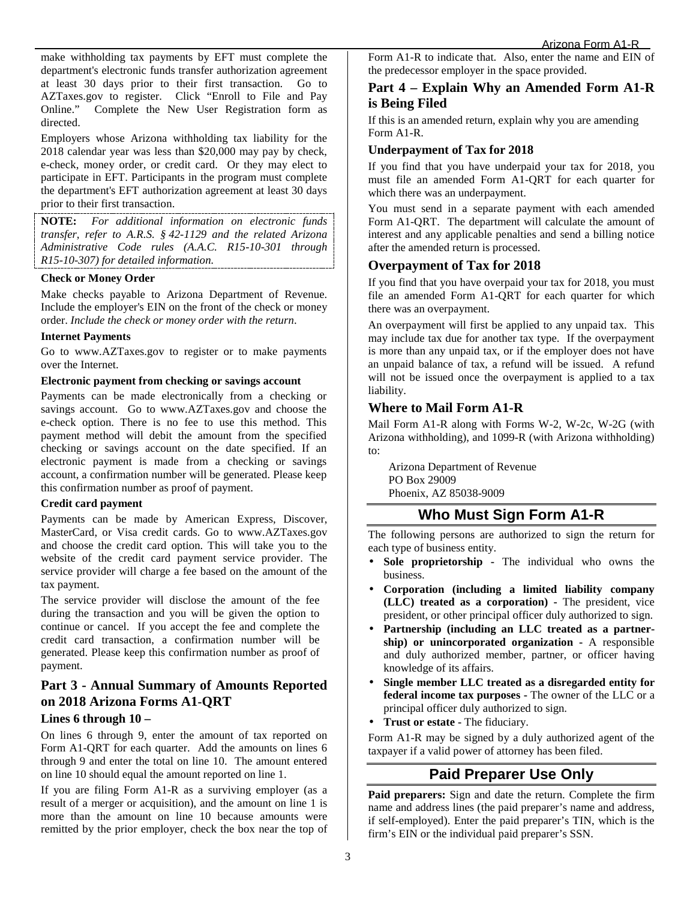make withholding tax payments by EFT must complete the department's electronic funds transfer authorization agreement at least 30 days prior to their first transaction. Go to AZTaxes.gov to register. Click "Enroll to File and Pay Online." Complete the New User Registration form as directed.

Employers whose Arizona withholding tax liability for the 2018 calendar year was less than $20,000 may pay by check, e-check, money order, or credit card. Or they may elect to participate in EFT. Participants in the program must complete the department's EFT authorization agreement at least 30 days prior to their first transaction.

**NOTE:** *For additional information on electronic funds transfer, refer to A.R.S. § 42-1129 and the related Arizona Administrative Code rules (A.A.C. R15-10-301 through R15-10-307) for detailed information.*

**Check or Money Order**

Make checks payable to Arizona Department of Revenue. Include the employer's EIN on the front of the check or money order. *Include the check or money order with the return*.

**Internet Payments**

Go to www.AZTaxes.gov to register or to make payments over the Internet.

**Electronic payment from checking or savings account**

Payments can be made electronically from a checking or savings account. Go to www.AZTaxes.gov and choose the e-check option. There is no fee to use this method. This payment method will debit the amount from the specified checking or savings account on the date specified. If an electronic payment is made from a checking or savings account, a confirmation number will be generated. Please keep this confirmation number as proof of payment.

**Credit card payment**

Payments can be made by American Express, Discover, MasterCard, or Visa credit cards. Go to www.AZTaxes.gov and choose the credit card option. This will take you to the website of the credit card payment service provider. The service provider will charge a fee based on the amount of the tax payment.

The service provider will disclose the amount of the fee during the transaction and you will be given the option to continue or cancel. If you accept the fee and complete the credit card transaction, a confirmation number will be generated. Please keep this confirmation number as proof of payment.

## Part 3 - Annual Summary of Amounts Reported on 2018 Arizona Forms A1-QRT

### Lines 6 through 10 –

On lines 6 through 9, enter the amount of tax reported on Form A1-QRT for each quarter. Add the amounts on lines 6 through 9 and enter the total on line 10. The amount entered on line 10 should equal the amount reported on line 1.

If you are filing Form A1-R as a surviving employer (as a result of a merger or acquisition), and the amount on line 1 is more than the amount on line 10 because amounts were remitted by the prior employer, check the box near the top of Form A1-R to indicate that. Also, enter the name and EIN of the predecessor employer in the space provided.

## Part 4 – Explain Why an Amended Form A1-R is Being Filed

If this is an amended return, explain why you are amending Form A1-R.

### Underpayment of Tax for 2018

If you find that you have underpaid your tax for 2018, you must file an amended Form A1-QRT for each quarter for which there was an underpayment.

You must send in a separate payment with each amended Form A1-QRT. The department will calculate the amount of interest and any applicable penalties and send a billing notice after the amended return is processed.

### Overpayment of Tax for 2018

If you find that you have overpaid your tax for 2018, you must file an amended Form A1-QRT for each quarter for which there was an overpayment.

An overpayment will first be applied to any unpaid tax. This may include tax due for another tax type. If the overpayment is more than any unpaid tax, or if the employer does not have an unpaid balance of tax, a refund will be issued. A refund will not be issued once the overpayment is applied to a tax liability.

### Where to Mail Form A1-R

Mail Form A1-R along with Forms W-2, W-2c, W-2G (with Arizona withholding), and 1099-R (with Arizona withholding) to:

Arizona Department of Revenue
PO Box 29009
Phoenix, AZ 85038-9009

## Who Must Sign Form A1-R

The following persons are authorized to sign the return for each type of business entity.

- **Sole proprietorship** - The individual who owns the business.
- **Corporation (including a limited liability company (LLC) treated as a corporation)** - The president, vice president, or other principal officer duly authorized to sign.
- **Partnership (including an LLC treated as a partnership) or unincorporated organization** - A responsible and duly authorized member, partner, or officer having knowledge of its affairs.
- **Single member LLC treated as a disregarded entity for federal income tax purposes** - The owner of the LLC or a principal officer duly authorized to sign.
- **Trust or estate** - The fiduciary.

Form A1-R may be signed by a duly authorized agent of the taxpayer if a valid power of attorney has been filed.

## Paid Preparer Use Only

**Paid preparers:** Sign and date the return. Complete the firm name and address lines (the paid preparer's name and address, if self-employed). Enter the paid preparer's TIN, which is the firm's EIN or the individual paid preparer's SSN.